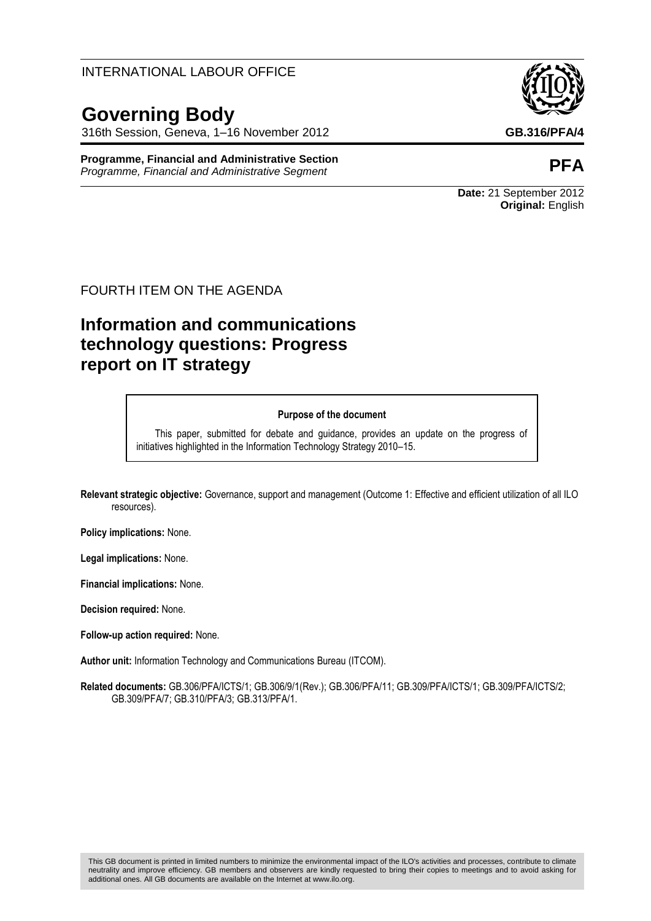INTERNATIONAL LABOUR OFFICE

# Governing Body

316th Session, Geneva, 1–16 November 2012

**GB.316/PFA/4**

**Programme, Financial and Administrative Section**
*Programme, Financial and Administrative Segment*

**PFA**

**Date:** 21 September 2012
**Original:** English

FOURTH ITEM ON THE AGENDA

## Information and communications technology questions: Progress report on IT strategy

**Purpose of the document**

This paper, submitted for debate and guidance, provides an update on the progress of initiatives highlighted in the Information Technology Strategy 2010–15.

**Relevant strategic objective:** Governance, support and management (Outcome 1: Effective and efficient utilization of all ILO resources).

**Policy implications:** None.

**Legal implications:** None.

**Financial implications:** None.

**Decision required:** None.

**Follow-up action required:** None.

**Author unit:** Information Technology and Communications Bureau (ITCOM).

**Related documents:** GB.306/PFA/ICTS/1; GB.306/9/1(Rev.); GB.306/PFA/11; GB.309/PFA/ICTS/1; GB.309/PFA/ICTS/2; GB.309/PFA/7; GB.310/PFA/3; GB.313/PFA/1.

This GB document is printed in limited numbers to minimize the environmental impact of the ILO's activities and processes, contribute to climate neutrality and improve efficiency. GB members and observers are kindly requested to bring their copies to meetings and to avoid asking for additional ones. All GB documents are available on the Internet at www.ilo.org.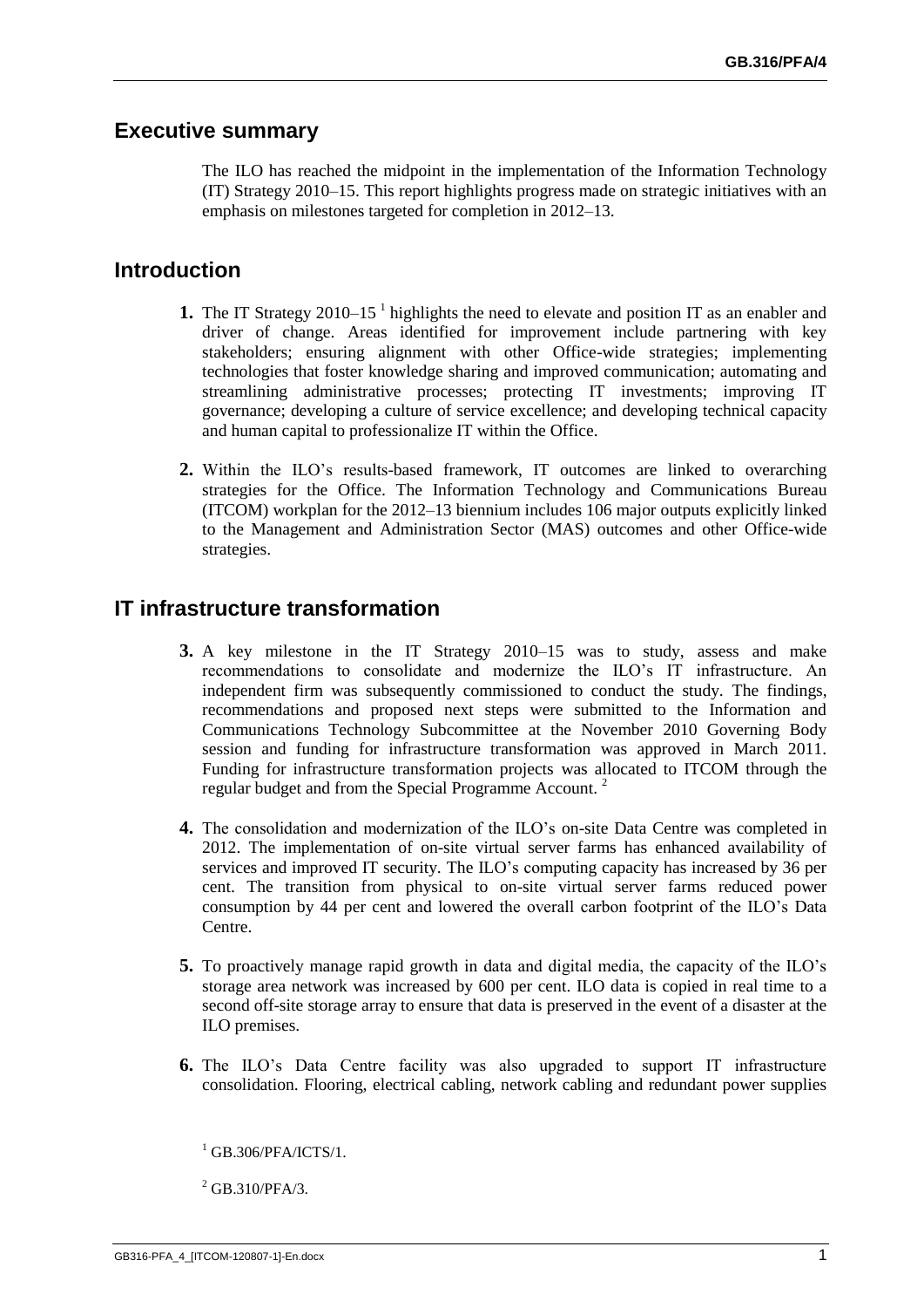## Executive summary

The ILO has reached the midpoint in the implementation of the Information Technology (IT) Strategy 2010–15. This report highlights progress made on strategic initiatives with an emphasis on milestones targeted for completion in 2012–13.

## Introduction

**1.** The IT Strategy 2010–15 [1] highlights the need to elevate and position IT as an enabler and driver of change. Areas identified for improvement include partnering with key stakeholders; ensuring alignment with other Office-wide strategies; implementing technologies that foster knowledge sharing and improved communication; automating and streamlining administrative processes; protecting IT investments; improving IT governance; developing a culture of service excellence; and developing technical capacity and human capital to professionalize IT within the Office.

**2.** Within the ILO's results-based framework, IT outcomes are linked to overarching strategies for the Office. The Information Technology and Communications Bureau (ITCOM) workplan for the 2012–13 biennium includes 106 major outputs explicitly linked to the Management and Administration Sector (MAS) outcomes and other Office-wide strategies.

## IT infrastructure transformation

**3.** A key milestone in the IT Strategy 2010–15 was to study, assess and make recommendations to consolidate and modernize the ILO's IT infrastructure. An independent firm was subsequently commissioned to conduct the study. The findings, recommendations and proposed next steps were submitted to the Information and Communications Technology Subcommittee at the November 2010 Governing Body session and funding for infrastructure transformation was approved in March 2011. Funding for infrastructure transformation projects was allocated to ITCOM through the regular budget and from the Special Programme Account. [2]

**4.** The consolidation and modernization of the ILO's on-site Data Centre was completed in 2012. The implementation of on-site virtual server farms has enhanced availability of services and improved IT security. The ILO's computing capacity has increased by 36 per cent. The transition from physical to on-site virtual server farms reduced power consumption by 44 per cent and lowered the overall carbon footprint of the ILO's Data Centre.

**5.** To proactively manage rapid growth in data and digital media, the capacity of the ILO's storage area network was increased by 600 per cent. ILO data is copied in real time to a second off-site storage array to ensure that data is preserved in the event of a disaster at the ILO premises.

**6.** The ILO's Data Centre facility was also upgraded to support IT infrastructure consolidation. Flooring, electrical cabling, network cabling and redundant power supplies

[1] GB.306/PFA/ICTS/1.

[2] GB.310/PFA/3.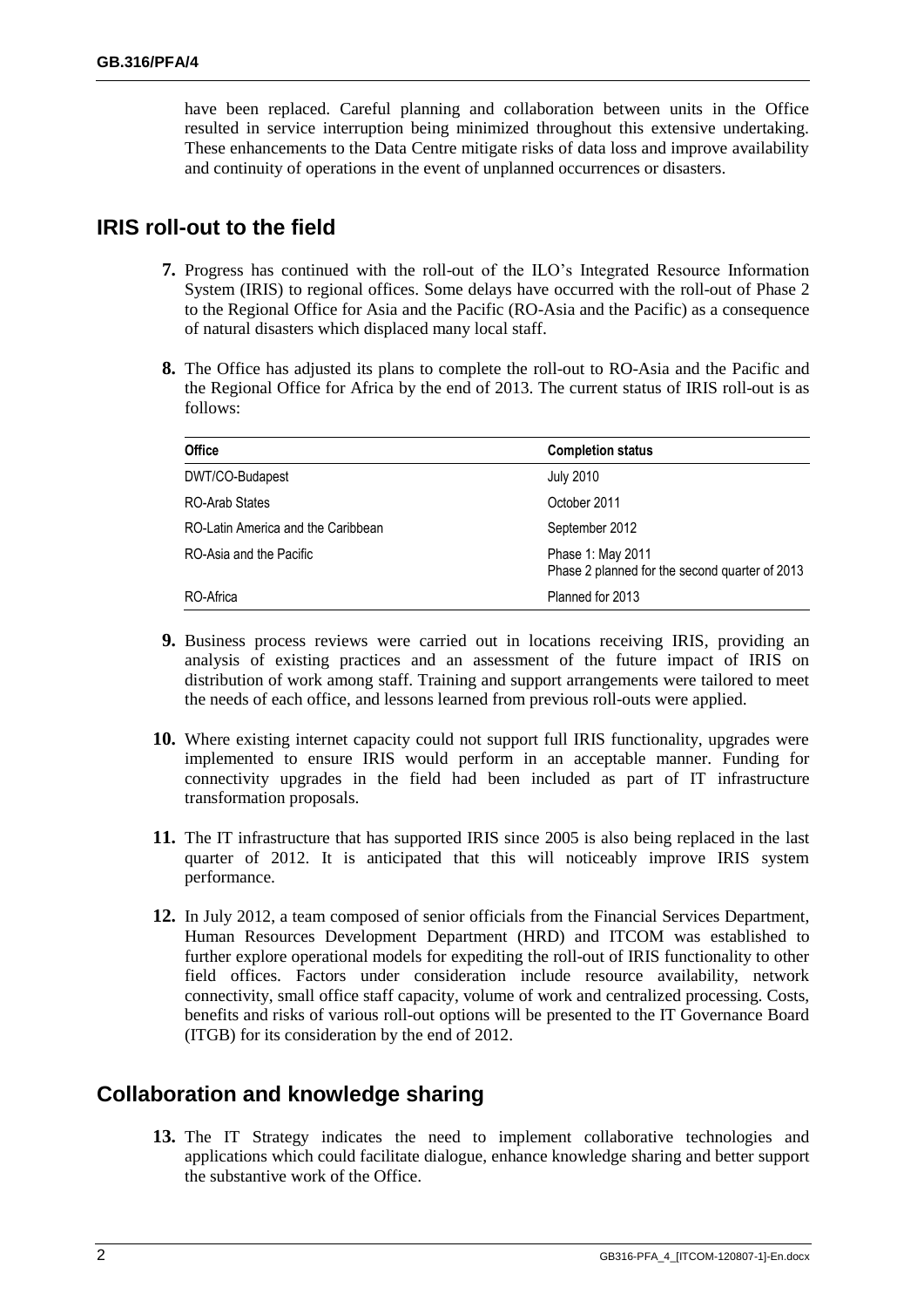have been replaced. Careful planning and collaboration between units in the Office resulted in service interruption being minimized throughout this extensive undertaking. These enhancements to the Data Centre mitigate risks of data loss and improve availability and continuity of operations in the event of unplanned occurrences or disasters.

## IRIS roll-out to the field

**7.** Progress has continued with the roll-out of the ILO's Integrated Resource Information System (IRIS) to regional offices. Some delays have occurred with the roll-out of Phase 2 to the Regional Office for Asia and the Pacific (RO-Asia and the Pacific) as a consequence of natural disasters which displaced many local staff.

**8.** The Office has adjusted its plans to complete the roll-out to RO-Asia and the Pacific and the Regional Office for Africa by the end of 2013. The current status of IRIS roll-out is as follows:

| Office | Completion status |
|---|---|
| DWT/CO-Budapest | July 2010 |
| RO-Arab States | October 2011 |
| RO-Latin America and the Caribbean | September 2012 |
| RO-Asia and the Pacific | Phase 1: May 2011<br>Phase 2 planned for the second quarter of 2013 |
| RO-Africa | Planned for 2013 |

**9.** Business process reviews were carried out in locations receiving IRIS, providing an analysis of existing practices and an assessment of the future impact of IRIS on distribution of work among staff. Training and support arrangements were tailored to meet the needs of each office, and lessons learned from previous roll-outs were applied.

**10.** Where existing internet capacity could not support full IRIS functionality, upgrades were implemented to ensure IRIS would perform in an acceptable manner. Funding for connectivity upgrades in the field had been included as part of IT infrastructure transformation proposals.

**11.** The IT infrastructure that has supported IRIS since 2005 is also being replaced in the last quarter of 2012. It is anticipated that this will noticeably improve IRIS system performance.

**12.** In July 2012, a team composed of senior officials from the Financial Services Department, Human Resources Development Department (HRD) and ITCOM was established to further explore operational models for expediting the roll-out of IRIS functionality to other field offices. Factors under consideration include resource availability, network connectivity, small office staff capacity, volume of work and centralized processing. Costs, benefits and risks of various roll-out options will be presented to the IT Governance Board (ITGB) for its consideration by the end of 2012.

## Collaboration and knowledge sharing

**13.** The IT Strategy indicates the need to implement collaborative technologies and applications which could facilitate dialogue, enhance knowledge sharing and better support the substantive work of the Office.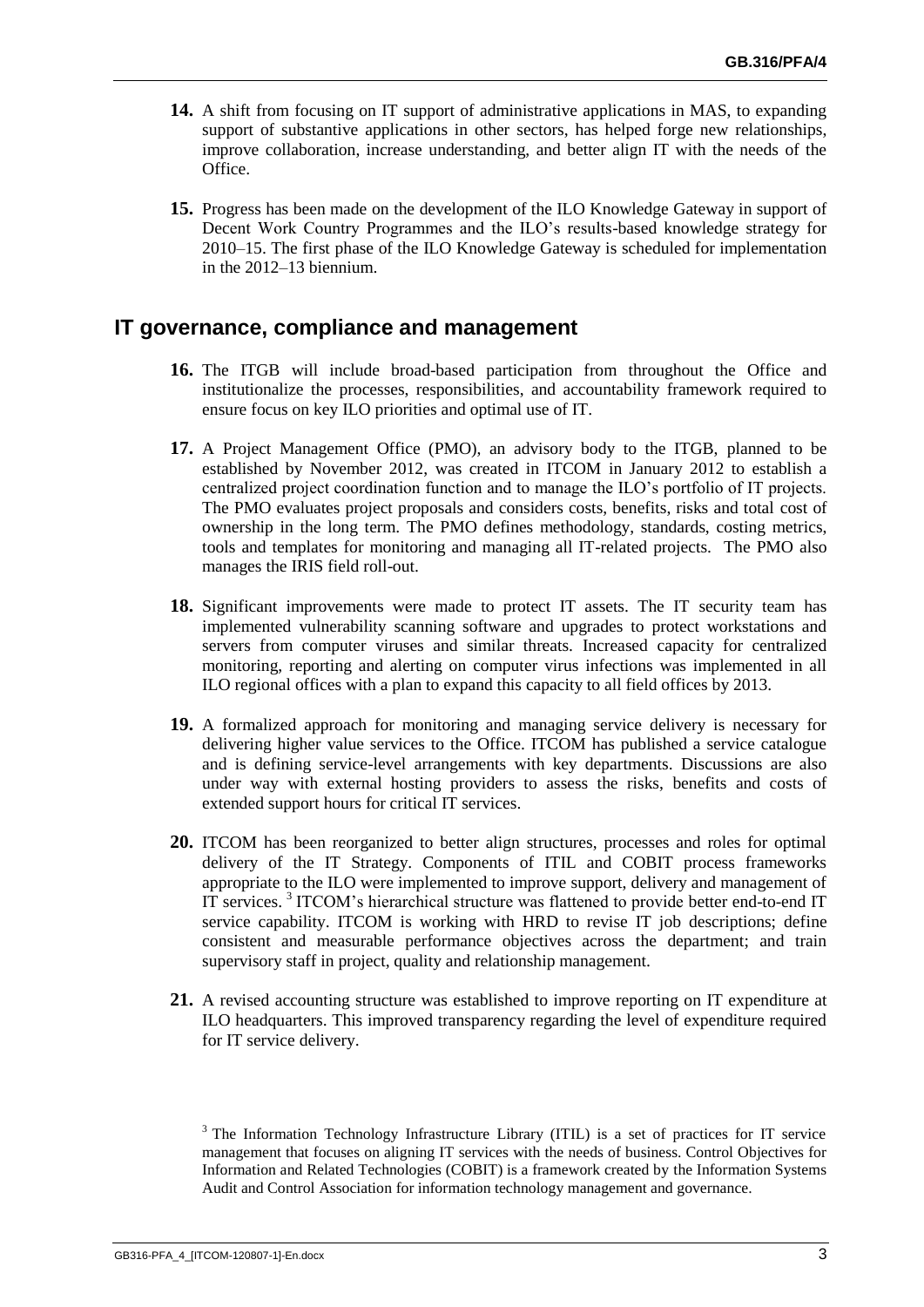**14.** A shift from focusing on IT support of administrative applications in MAS, to expanding support of substantive applications in other sectors, has helped forge new relationships, improve collaboration, increase understanding, and better align IT with the needs of the Office.

**15.** Progress has been made on the development of the ILO Knowledge Gateway in support of Decent Work Country Programmes and the ILO's results-based knowledge strategy for 2010–15. The first phase of the ILO Knowledge Gateway is scheduled for implementation in the 2012–13 biennium.

## IT governance, compliance and management

**16.** The ITGB will include broad-based participation from throughout the Office and institutionalize the processes, responsibilities, and accountability framework required to ensure focus on key ILO priorities and optimal use of IT.

**17.** A Project Management Office (PMO), an advisory body to the ITGB, planned to be established by November 2012, was created in ITCOM in January 2012 to establish a centralized project coordination function and to manage the ILO's portfolio of IT projects. The PMO evaluates project proposals and considers costs, benefits, risks and total cost of ownership in the long term. The PMO defines methodology, standards, costing metrics, tools and templates for monitoring and managing all IT-related projects. The PMO also manages the IRIS field roll-out.

**18.** Significant improvements were made to protect IT assets. The IT security team has implemented vulnerability scanning software and upgrades to protect workstations and servers from computer viruses and similar threats. Increased capacity for centralized monitoring, reporting and alerting on computer virus infections was implemented in all ILO regional offices with a plan to expand this capacity to all field offices by 2013.

**19.** A formalized approach for monitoring and managing service delivery is necessary for delivering higher value services to the Office. ITCOM has published a service catalogue and is defining service-level arrangements with key departments. Discussions are also under way with external hosting providers to assess the risks, benefits and costs of extended support hours for critical IT services.

**20.** ITCOM has been reorganized to better align structures, processes and roles for optimal delivery of the IT Strategy. Components of ITIL and COBIT process frameworks appropriate to the ILO were implemented to improve support, delivery and management of IT services. [3] ITCOM's hierarchical structure was flattened to provide better end-to-end IT service capability. ITCOM is working with HRD to revise IT job descriptions; define consistent and measurable performance objectives across the department; and train supervisory staff in project, quality and relationship management.

**21.** A revised accounting structure was established to improve reporting on IT expenditure at ILO headquarters. This improved transparency regarding the level of expenditure required for IT service delivery.

[3] The Information Technology Infrastructure Library (ITIL) is a set of practices for IT service management that focuses on aligning IT services with the needs of business. Control Objectives for Information and Related Technologies (COBIT) is a framework created by the Information Systems Audit and Control Association for information technology management and governance.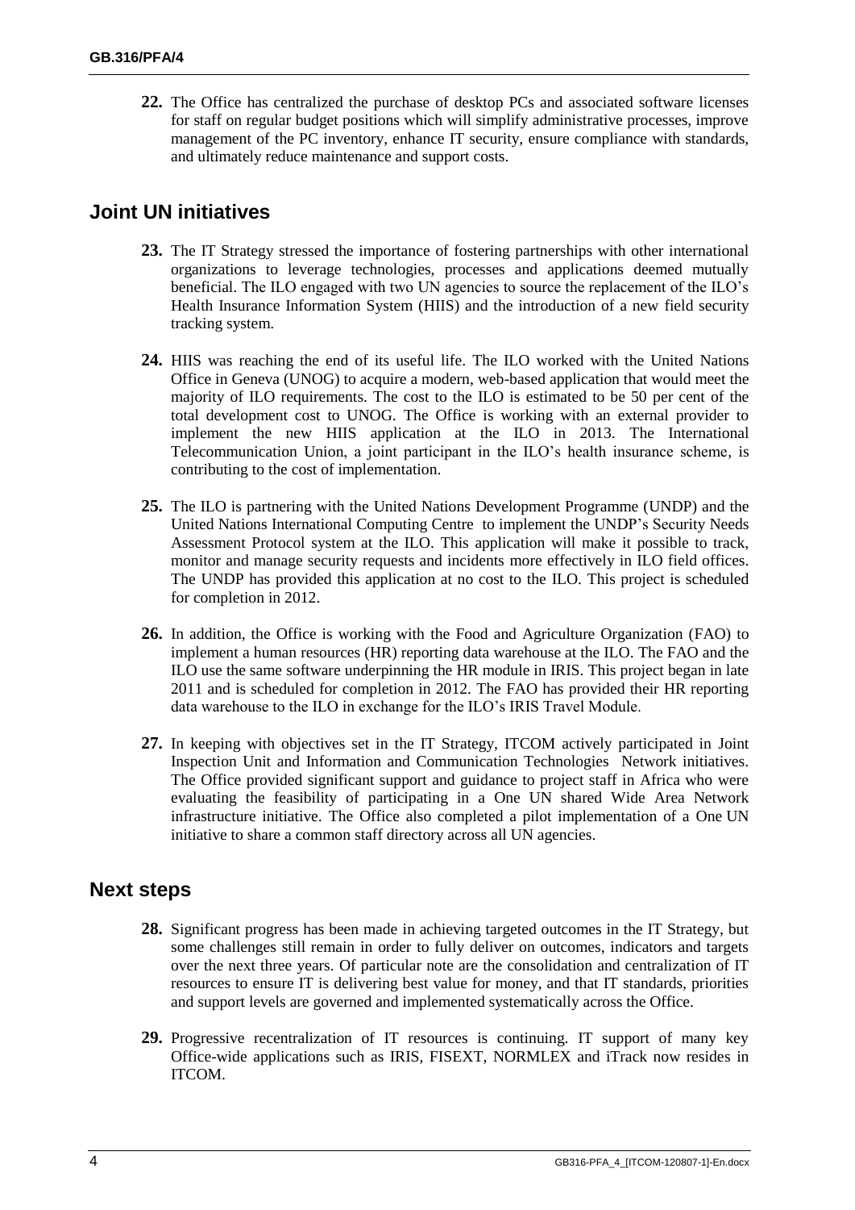**22.** The Office has centralized the purchase of desktop PCs and associated software licenses for staff on regular budget positions which will simplify administrative processes, improve management of the PC inventory, enhance IT security, ensure compliance with standards, and ultimately reduce maintenance and support costs.

## Joint UN initiatives

**23.** The IT Strategy stressed the importance of fostering partnerships with other international organizations to leverage technologies, processes and applications deemed mutually beneficial. The ILO engaged with two UN agencies to source the replacement of the ILO's Health Insurance Information System (HIIS) and the introduction of a new field security tracking system.

**24.** HIIS was reaching the end of its useful life. The ILO worked with the United Nations Office in Geneva (UNOG) to acquire a modern, web-based application that would meet the majority of ILO requirements. The cost to the ILO is estimated to be 50 per cent of the total development cost to UNOG. The Office is working with an external provider to implement the new HIIS application at the ILO in 2013. The International Telecommunication Union, a joint participant in the ILO's health insurance scheme, is contributing to the cost of implementation.

**25.** The ILO is partnering with the United Nations Development Programme (UNDP) and the United Nations International Computing Centre to implement the UNDP's Security Needs Assessment Protocol system at the ILO. This application will make it possible to track, monitor and manage security requests and incidents more effectively in ILO field offices. The UNDP has provided this application at no cost to the ILO. This project is scheduled for completion in 2012.

**26.** In addition, the Office is working with the Food and Agriculture Organization (FAO) to implement a human resources (HR) reporting data warehouse at the ILO. The FAO and the ILO use the same software underpinning the HR module in IRIS. This project began in late 2011 and is scheduled for completion in 2012. The FAO has provided their HR reporting data warehouse to the ILO in exchange for the ILO's IRIS Travel Module.

**27.** In keeping with objectives set in the IT Strategy, ITCOM actively participated in Joint Inspection Unit and Information and Communication Technologies Network initiatives. The Office provided significant support and guidance to project staff in Africa who were evaluating the feasibility of participating in a One UN shared Wide Area Network infrastructure initiative. The Office also completed a pilot implementation of a One UN initiative to share a common staff directory across all UN agencies.

## Next steps

**28.** Significant progress has been made in achieving targeted outcomes in the IT Strategy, but some challenges still remain in order to fully deliver on outcomes, indicators and targets over the next three years. Of particular note are the consolidation and centralization of IT resources to ensure IT is delivering best value for money, and that IT standards, priorities and support levels are governed and implemented systematically across the Office.

**29.** Progressive recentralization of IT resources is continuing. IT support of many key Office-wide applications such as IRIS, FISEXT, NORMLEX and iTrack now resides in ITCOM.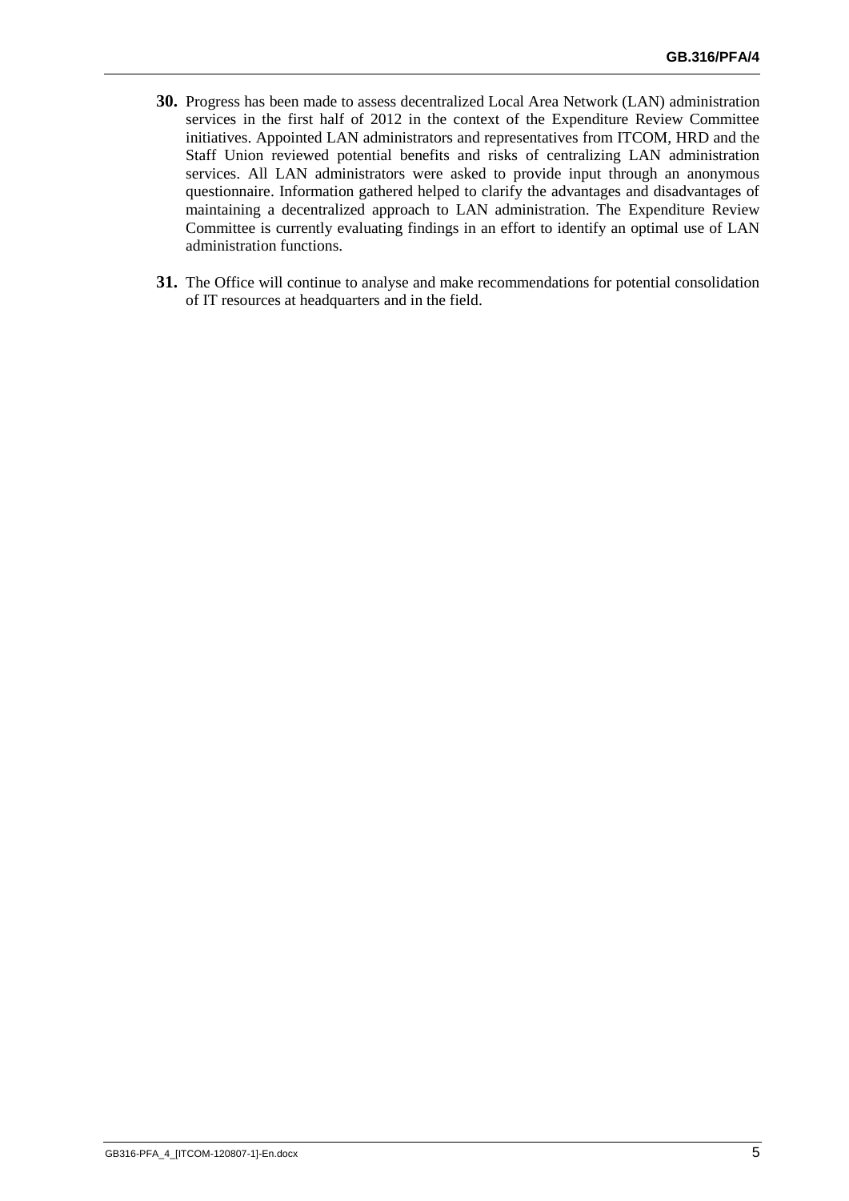**30.** Progress has been made to assess decentralized Local Area Network (LAN) administration services in the first half of 2012 in the context of the Expenditure Review Committee initiatives. Appointed LAN administrators and representatives from ITCOM, HRD and the Staff Union reviewed potential benefits and risks of centralizing LAN administration services. All LAN administrators were asked to provide input through an anonymous questionnaire. Information gathered helped to clarify the advantages and disadvantages of maintaining a decentralized approach to LAN administration. The Expenditure Review Committee is currently evaluating findings in an effort to identify an optimal use of LAN administration functions.

**31.** The Office will continue to analyse and make recommendations for potential consolidation of IT resources at headquarters and in the field.